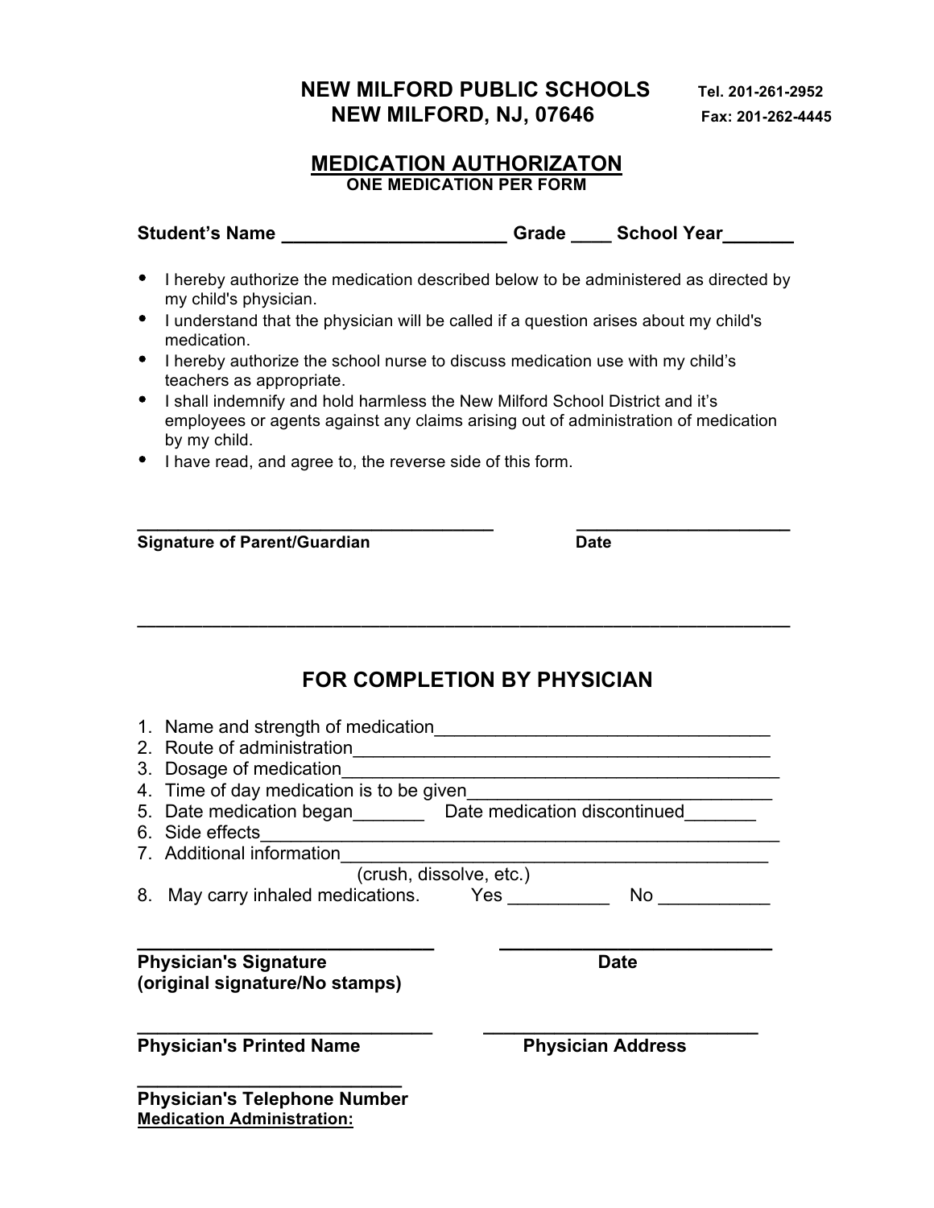# NEW MILFORD PUBLIC SCHOOLS
# NEW MILFORD, NJ, 07646

**Tel. 201-261-2952**
**Fax: 201-262-4445**

## MEDICATION AUTHORIZATON
**ONE MEDICATION PER FORM**

**Student's Name ______________________ Grade ____ School Year_______**

- I hereby authorize the medication described below to be administered as directed by my child's physician.
- I understand that the physician will be called if a question arises about my child's medication.
- I hereby authorize the school nurse to discuss medication use with my child's teachers as appropriate.
- I shall indemnify and hold harmless the New Milford School District and it's employees or agents against any claims arising out of administration of medication by my child.
- I have read, and agree to, the reverse side of this form.

_____________________________________ ______________________
**Signature of Parent/Guardian** **Date**

______________________________________________________________________

## FOR COMPLETION BY PHYSICIAN

1. Name and strength of medication_________________________________
2. Route of administration__________________________________________
3. Dosage of medication____________________________________________
4. Time of day medication is to be given______________________________
5. Date medication began_______ Date medication discontinued_______
6. Side effects___________________________________________________
7. Additional information__________________________________________
   (crush, dissolve, etc.)
8. May carry inhaled medications. Yes __________ No ___________

______________________________ ____________________________
**Physician's Signature** **Date**
**(original signature/No stamps)**

______________________________ ____________________________
**Physician's Printed Name** **Physician Address**

____________________________
**Physician's Telephone Number**

**Medication Administration:**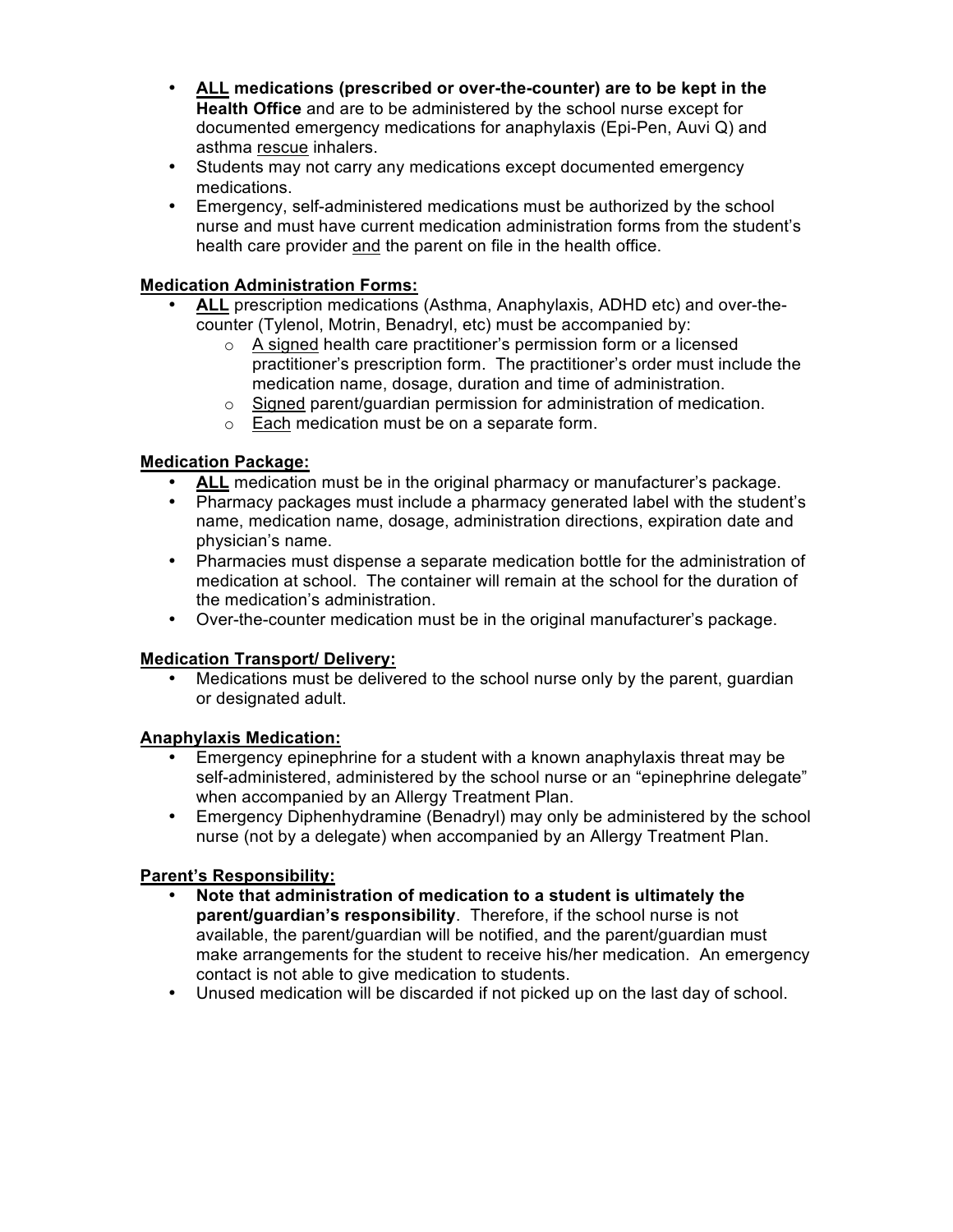- **ALL medications (prescribed or over-the-counter) are to be kept in the Health Office** and are to be administered by the school nurse except for documented emergency medications for anaphylaxis (Epi-Pen, Auvi Q) and asthma rescue inhalers.
- Students may not carry any medications except documented emergency medications.
- Emergency, self-administered medications must be authorized by the school nurse and must have current medication administration forms from the student's health care provider and the parent on file in the health office.

**Medication Administration Forms:**

- **ALL** prescription medications (Asthma, Anaphylaxis, ADHD etc) and over-the-counter (Tylenol, Motrin, Benadryl, etc) must be accompanied by:
  - A signed health care practitioner's permission form or a licensed practitioner's prescription form. The practitioner's order must include the medication name, dosage, duration and time of administration.
  - Signed parent/guardian permission for administration of medication.
  - Each medication must be on a separate form.

**Medication Package:**

- **ALL** medication must be in the original pharmacy or manufacturer's package.
- Pharmacy packages must include a pharmacy generated label with the student's name, medication name, dosage, administration directions, expiration date and physician's name.
- Pharmacies must dispense a separate medication bottle for the administration of medication at school. The container will remain at the school for the duration of the medication's administration.
- Over-the-counter medication must be in the original manufacturer's package.

**Medication Transport/ Delivery:**

- Medications must be delivered to the school nurse only by the parent, guardian or designated adult.

**Anaphylaxis Medication:**

- Emergency epinephrine for a student with a known anaphylaxis threat may be self-administered, administered by the school nurse or an "epinephrine delegate" when accompanied by an Allergy Treatment Plan.
- Emergency Diphenhydramine (Benadryl) may only be administered by the school nurse (not by a delegate) when accompanied by an Allergy Treatment Plan.

**Parent's Responsibility:**

- **Note that administration of medication to a student is ultimately the parent/guardian's responsibility**. Therefore, if the school nurse is not available, the parent/guardian will be notified, and the parent/guardian must make arrangements for the student to receive his/her medication. An emergency contact is not able to give medication to students.
- Unused medication will be discarded if not picked up on the last day of school.